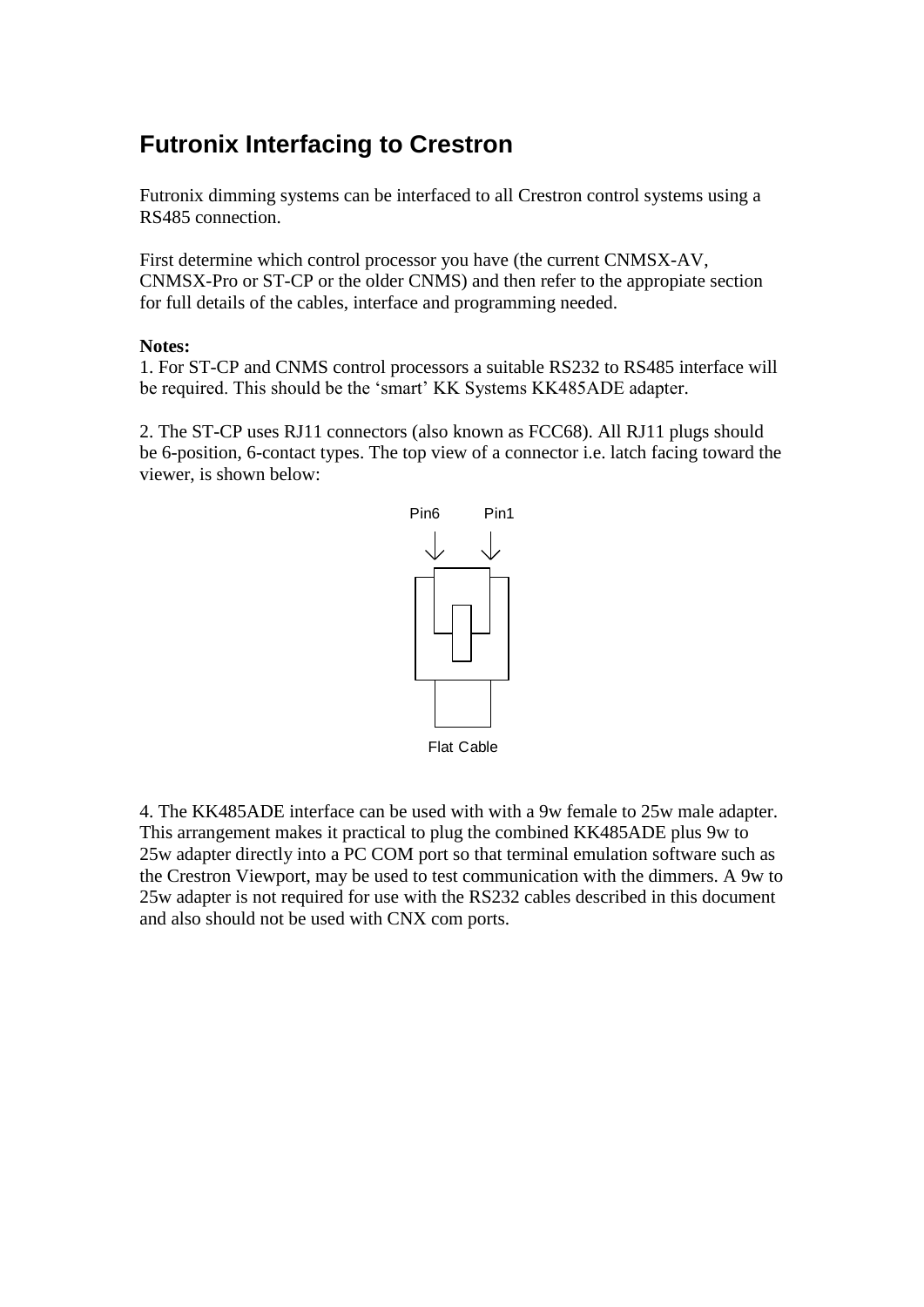# Futronix Interfacing to Crestron

Futronix dimming systems can be interfaced to all Crestron control systems using a RS485 connection.

First determine which control processor you have (the current CNMSX-AV, CNMSX-Pro or ST-CP or the older CNMS) and then refer to the appropiate section for full details of the cables, interface and programming needed.

**Notes:**

1. For ST-CP and CNMS control processors a suitable RS232 to RS485 interface will be required. This should be the 'smart' KK Systems KK485ADE adapter.

2. The ST-CP uses RJ11 connectors (also known as FCC68). All RJ11 plugs should be 6-position, 6-contact types. The top view of a connector i.e. latch facing toward the viewer, is shown below:

Pin6 Pin1

Flat Cable

4. The KK485ADE interface can be used with with a 9w female to 25w male adapter. This arrangement makes it practical to plug the combined KK485ADE plus 9w to 25w adapter directly into a PC COM port so that terminal emulation software such as the Crestron Viewport, may be used to test communication with the dimmers. A 9w to 25w adapter is not required for use with the RS232 cables described in this document and also should not be used with CNX com ports.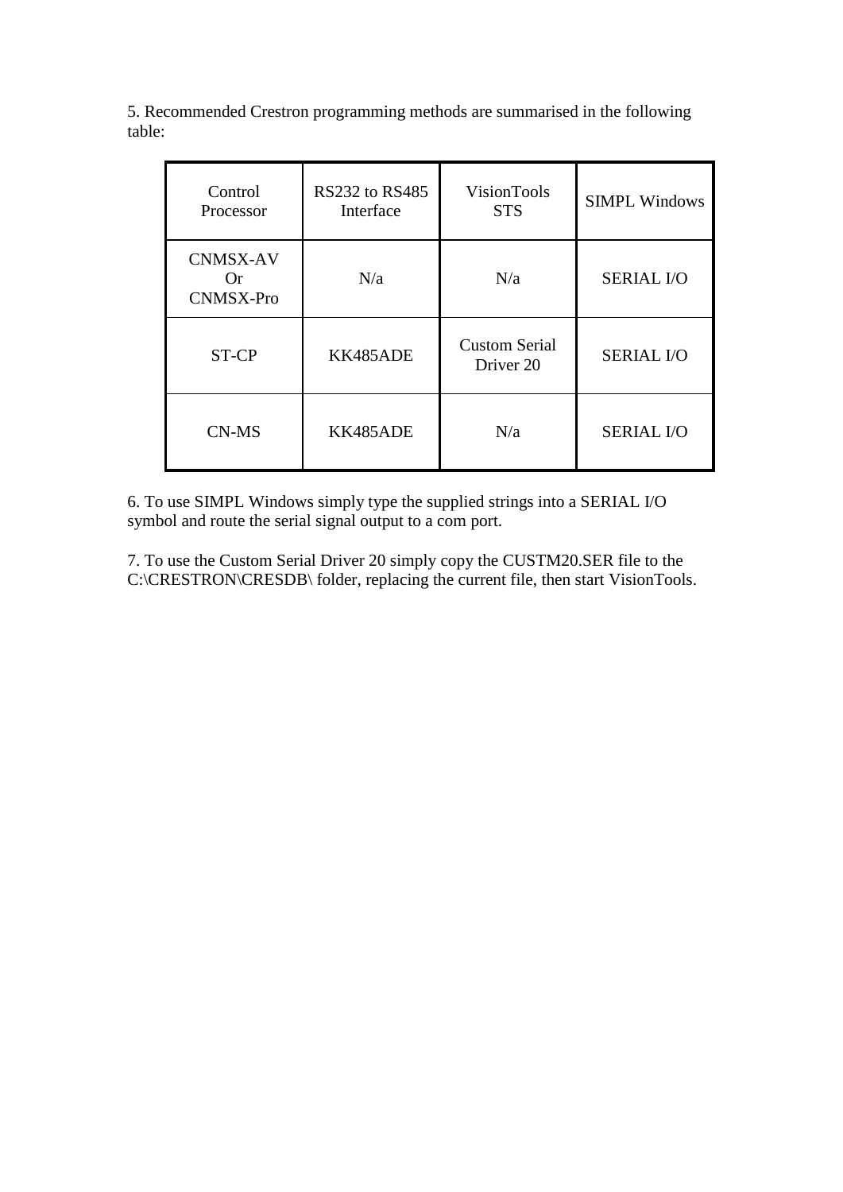5. Recommended Crestron programming methods are summarised in the following table:

| Control Processor | RS232 to RS485 Interface | VisionTools STS | SIMPL Windows |
|---|---|---|---|
| CNMSX-AV Or CNMSX-Pro | N/a | N/a | SERIAL I/O |
| ST-CP | KK485ADE | Custom Serial Driver 20 | SERIAL I/O |
| CN-MS | KK485ADE | N/a | SERIAL I/O |

6. To use SIMPL Windows simply type the supplied strings into a SERIAL I/O symbol and route the serial signal output to a com port.

7. To use the Custom Serial Driver 20 simply copy the CUSTM20.SER file to the C:\CRESTRON\CRESDB\ folder, replacing the current file, then start VisionTools.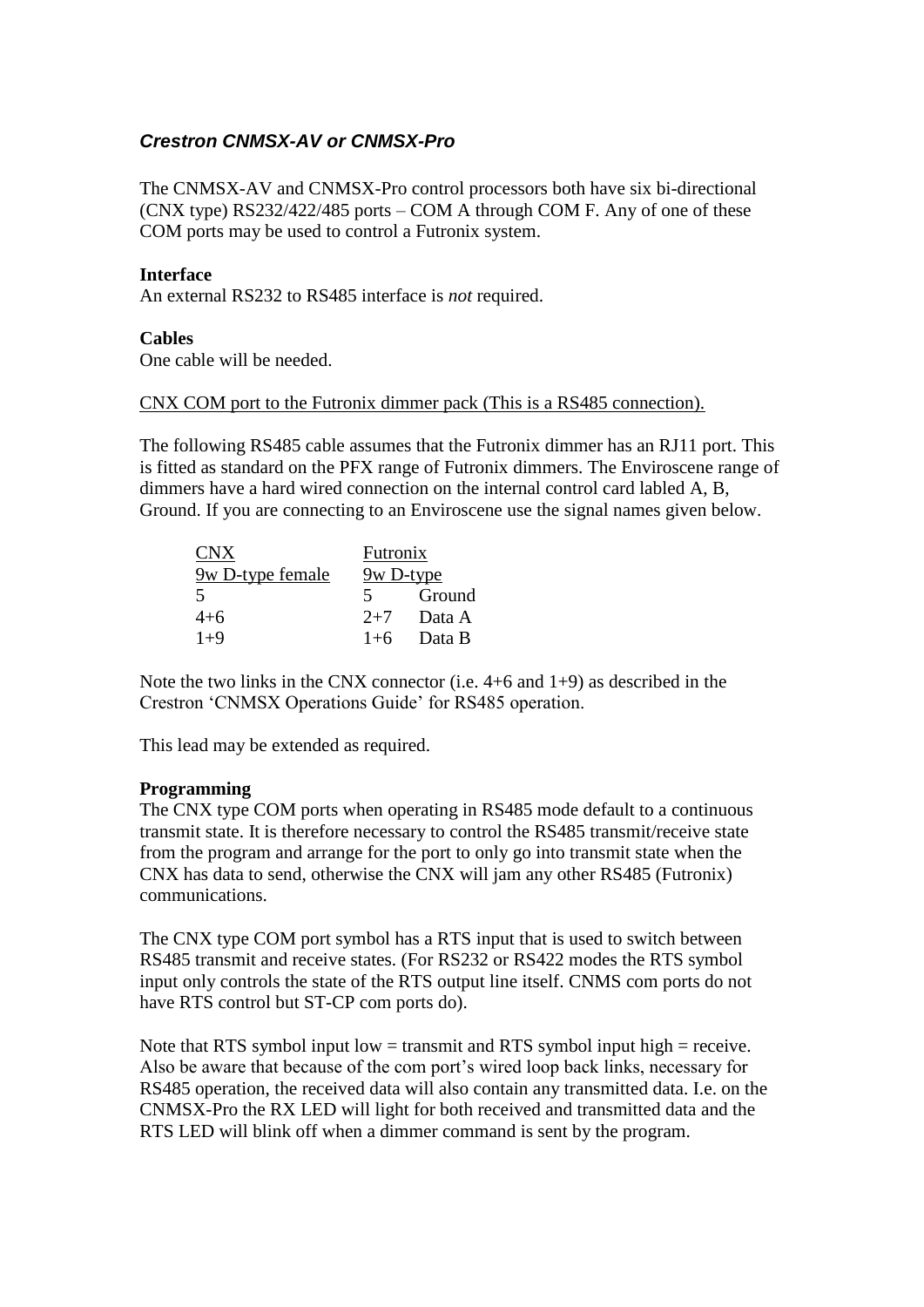## *Crestron CNMSX-AV or CNMSX-Pro*

The CNMSX-AV and CNMSX-Pro control processors both have six bi-directional (CNX type) RS232/422/485 ports – COM A through COM F. Any of one of these COM ports may be used to control a Futronix system.

**Interface**
An external RS232 to RS485 interface is *not* required.

**Cables**
One cable will be needed.

CNX COM port to the Futronix dimmer pack (This is a RS485 connection).

The following RS485 cable assumes that the Futronix dimmer has an RJ11 port. This is fitted as standard on the PFX range of Futronix dimmers. The Enviroscene range of dimmers have a hard wired connection on the internal control card labled A, B, Ground. If you are connecting to an Enviroscene use the signal names given below.

| CNX<br>9w D-type female | Futronix<br>9w D-type | |
|---|---|---|
| 5 | 5 | Ground |
| 4+6 | 2+7 | Data A |
| 1+9 | 1+6 | Data B |

Note the two links in the CNX connector (i.e. 4+6 and 1+9) as described in the Crestron 'CNMSX Operations Guide' for RS485 operation.

This lead may be extended as required.

**Programming**
The CNX type COM ports when operating in RS485 mode default to a continuous transmit state. It is therefore necessary to control the RS485 transmit/receive state from the program and arrange for the port to only go into transmit state when the CNX has data to send, otherwise the CNX will jam any other RS485 (Futronix) communications.

The CNX type COM port symbol has a RTS input that is used to switch between RS485 transmit and receive states. (For RS232 or RS422 modes the RTS symbol input only controls the state of the RTS output line itself. CNMS com ports do not have RTS control but ST-CP com ports do).

Note that RTS symbol input low = transmit and RTS symbol input high = receive. Also be aware that because of the com port's wired loop back links, necessary for RS485 operation, the received data will also contain any transmitted data. I.e. on the CNMSX-Pro the RX LED will light for both received and transmitted data and the RTS LED will blink off when a dimmer command is sent by the program.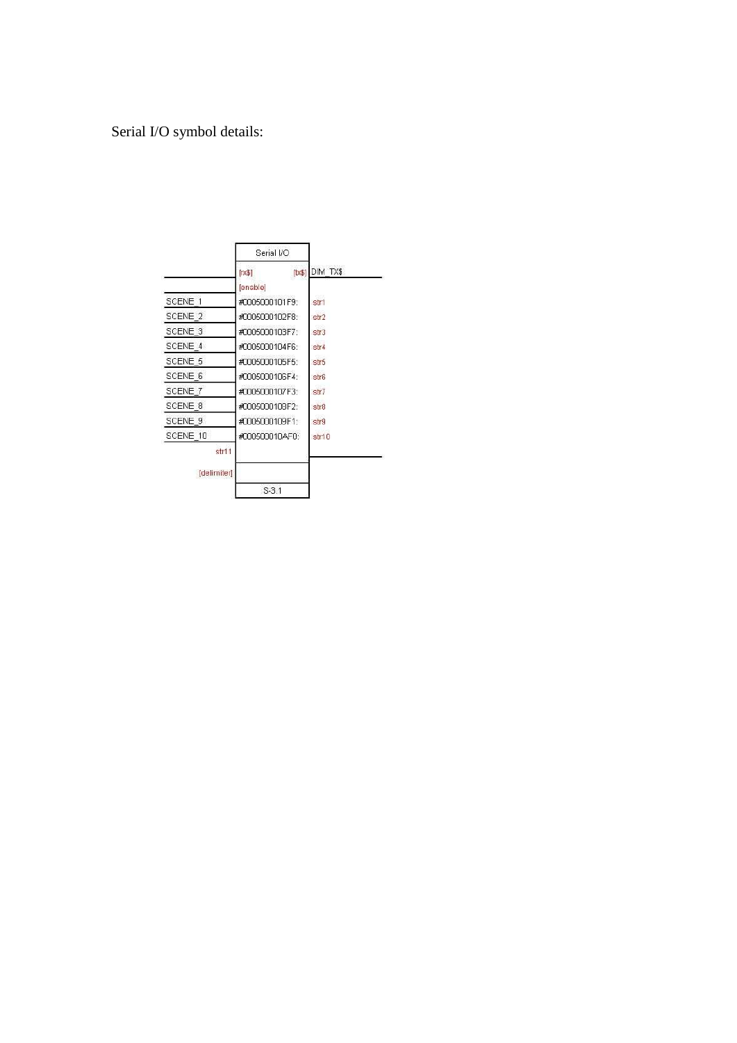Serial I/O symbol details:

| Input | Serial I/O | | Output |
| --- | --- | --- | --- |
| | [rx$] | [tx$] | DIM_TX$ |
| | [enable] | | |
| SCENE_1 | #0005000101F9: | str1 | |
| SCENE_2 | #0005000102F8: | str2 | |
| SCENE_3 | #0005000103F7: | str3 | |
| SCENE_4 | #0005000104F6: | str4 | |
| SCENE_5 | #0005000105F5: | str5 | |
| SCENE_6 | #0005000106F4: | str6 | |
| SCENE_7 | #0005000107F3: | str7 | |
| SCENE_8 | #0005000108F2: | str8 | |
| SCENE_9 | #0005000109F1: | str9 | |
| SCENE_10 | #000500010AF0: | str10 | |
| str11 | | | |
| [delimiter] | | | |
| | S-3.1 | | |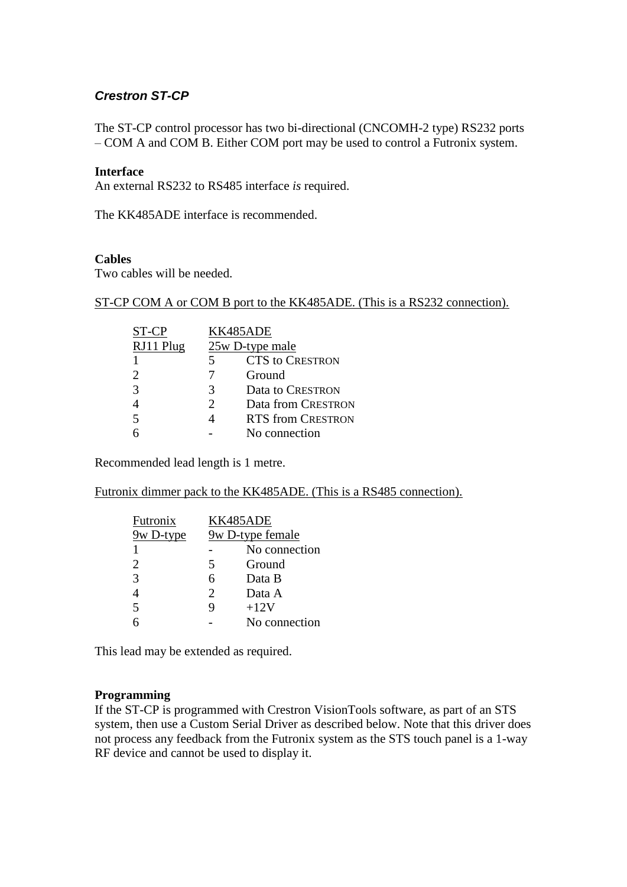### *Crestron ST-CP*

The ST-CP control processor has two bi-directional (CNCOMH-2 type) RS232 ports – COM A and COM B. Either COM port may be used to control a Futronix system.

**Interface**
An external RS232 to RS485 interface *is* required.

The KK485ADE interface is recommended.

**Cables**
Two cables will be needed.

ST-CP COM A or COM B port to the KK485ADE. (This is a RS232 connection).

| ST-CP RJ11 Plug | KK485ADE 25w D-type male | |
|---|---|---|
| 1 | 5 | CTS to CRESTRON |
| 2 | 7 | Ground |
| 3 | 3 | Data to CRESTRON |
| 4 | 2 | Data from CRESTRON |
| 5 | 4 | RTS from CRESTRON |
| 6 | - | No connection |

Recommended lead length is 1 metre.

Futronix dimmer pack to the KK485ADE. (This is a RS485 connection).

| Futronix 9w D-type | KK485ADE 9w D-type female | |
|---|---|---|
| 1 | - | No connection |
| 2 | 5 | Ground |
| 3 | 6 | Data B |
| 4 | 2 | Data A |
| 5 | 9 | +12V |
| 6 | - | No connection |

This lead may be extended as required.

**Programming**
If the ST-CP is programmed with Crestron VisionTools software, as part of an STS system, then use a Custom Serial Driver as described below. Note that this driver does not process any feedback from the Futronix system as the STS touch panel is a 1-way RF device and cannot be used to display it.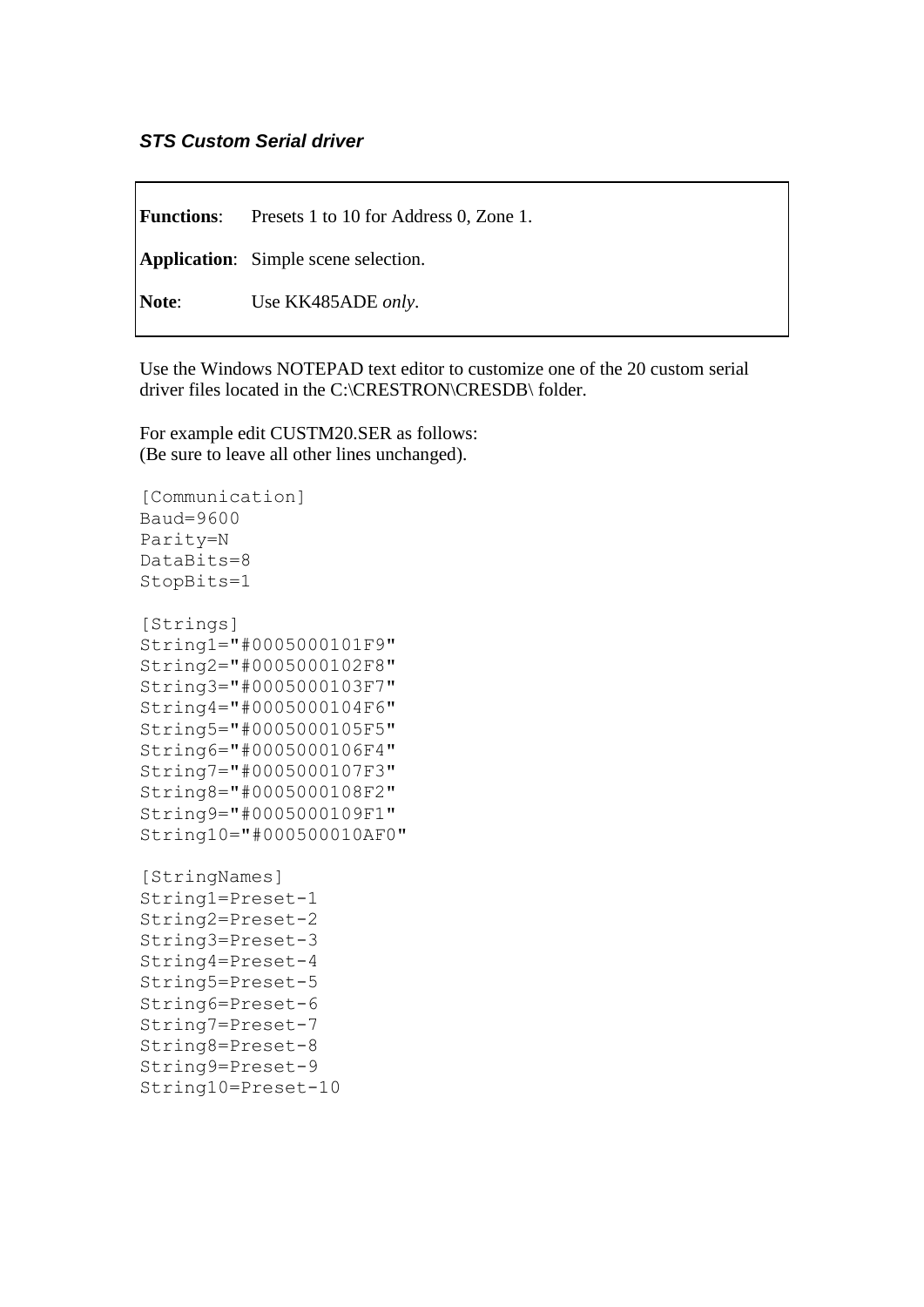### *STS Custom Serial driver*

| | |
|---|---|
| **Functions**: | Presets 1 to 10 for Address 0, Zone 1. |
| **Application**: | Simple scene selection. |
| **Note**: | Use KK485ADE *only*. |

Use the Windows NOTEPAD text editor to customize one of the 20 custom serial driver files located in the C:\CRESTRON\CRESDB\ folder.

For example edit CUSTM20.SER as follows:
(Be sure to leave all other lines unchanged).

```
[Communication]
Baud=9600
Parity=N
DataBits=8
StopBits=1

[Strings]
String1="#0005000101F9"
String2="#0005000102F8"
String3="#0005000103F7"
String4="#0005000104F6"
String5="#0005000105F5"
String6="#0005000106F4"
String7="#0005000107F3"
String8="#0005000108F2"
String9="#0005000109F1"
String10="#000500010AF0"

[StringNames]
String1=Preset-1
String2=Preset-2
String3=Preset-3
String4=Preset-4
String5=Preset-5
String6=Preset-6
String7=Preset-7
String8=Preset-8
String9=Preset-9
String10=Preset-10
```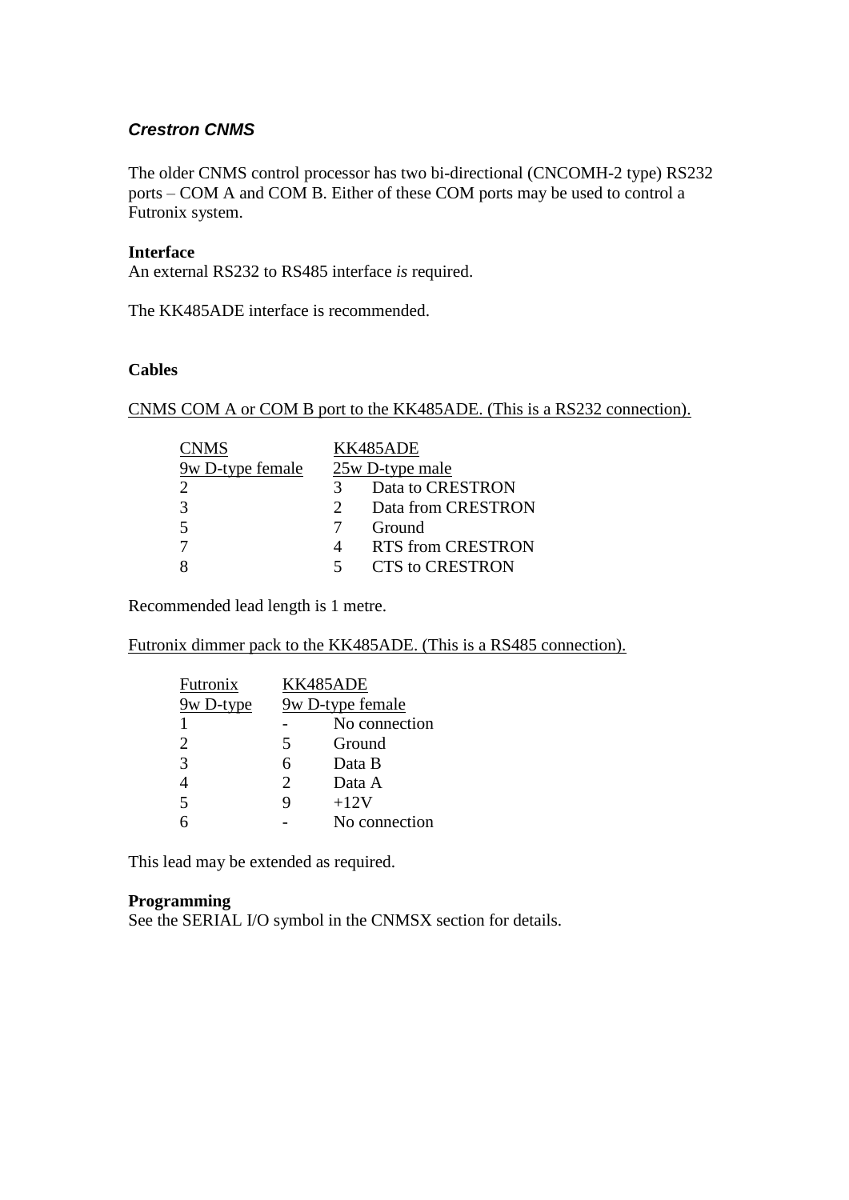### *Crestron CNMS*

The older CNMS control processor has two bi-directional (CNCOMH-2 type) RS232 ports – COM A and COM B. Either of these COM ports may be used to control a Futronix system.

**Interface**

An external RS232 to RS485 interface *is* required.

The KK485ADE interface is recommended.

**Cables**

CNMS COM A or COM B port to the KK485ADE. (This is a RS232 connection).

| CNMS<br>9w D-type female | KK485ADE<br>25w D-type male | |
|---|---|---|
| 2 | 3 | Data to CRESTRON |
| 3 | 2 | Data from CRESTRON |
| 5 | 7 | Ground |
| 7 | 4 | RTS from CRESTRON |
| 8 | 5 | CTS to CRESTRON |

Recommended lead length is 1 metre.

Futronix dimmer pack to the KK485ADE. (This is a RS485 connection).

| Futronix<br>9w D-type | KK485ADE<br>9w D-type female | |
|---|---|---|
| 1 | - | No connection |
| 2 | 5 | Ground |
| 3 | 6 | Data B |
| 4 | 2 | Data A |
| 5 | 9 | +12V |
| 6 | - | No connection |

This lead may be extended as required.

**Programming**

See the SERIAL I/O symbol in the CNMSX section for details.